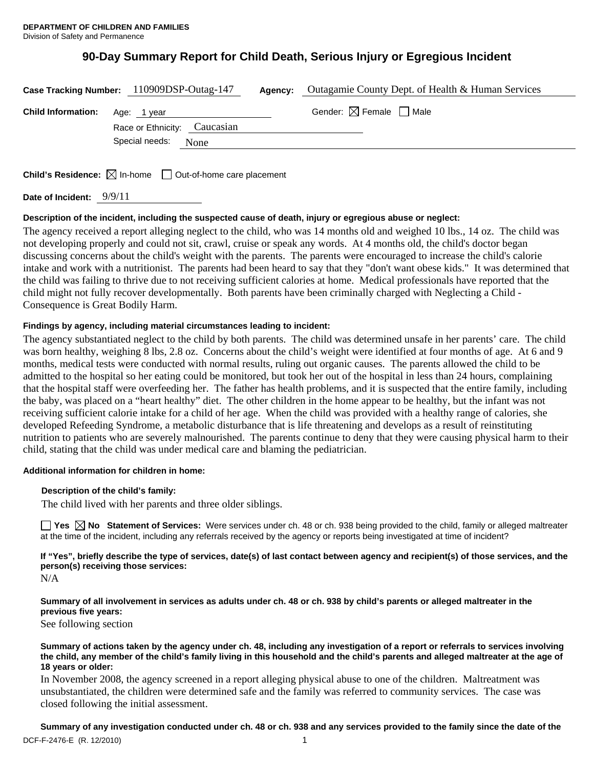**DEPARTMENT OF CHILDREN AND FAMILIES**
Division of Safety and Permanence

# 90-Day Summary Report for Child Death, Serious Injury or Egregious Incident

**Case Tracking Number:** 110909DSP-Outag-147 **Agency:** Outagamie County Dept. of Health & Human Services

**Child Information:** Age: 1 year Gender: ☒ Female ☐ Male

Race or Ethnicity: Caucasian

Special needs: None

**Child's Residence:** ☒ In-home ☐ Out-of-home care placement

**Date of Incident:** 9/9/11

**Description of the incident, including the suspected cause of death, injury or egregious abuse or neglect:**

The agency received a report alleging neglect to the child, who was 14 months old and weighed 10 lbs., 14 oz. The child was not developing properly and could not sit, crawl, cruise or speak any words. At 4 months old, the child's doctor began discussing concerns about the child's weight with the parents. The parents were encouraged to increase the child's calorie intake and work with a nutritionist. The parents had been heard to say that they "don't want obese kids." It was determined that the child was failing to thrive due to not receiving sufficient calories at home. Medical professionals have reported that the child might not fully recover developmentally. Both parents have been criminally charged with Neglecting a Child - Consequence is Great Bodily Harm.

**Findings by agency, including material circumstances leading to incident:**

The agency substantiated neglect to the child by both parents. The child was determined unsafe in her parents' care. The child was born healthy, weighing 8 lbs, 2.8 oz. Concerns about the child's weight were identified at four months of age. At 6 and 9 months, medical tests were conducted with normal results, ruling out organic causes. The parents allowed the child to be admitted to the hospital so her eating could be monitored, but took her out of the hospital in less than 24 hours, complaining that the hospital staff were overfeeding her. The father has health problems, and it is suspected that the entire family, including the baby, was placed on a "heart healthy" diet. The other children in the home appear to be healthy, but the infant was not receiving sufficient calorie intake for a child of her age. When the child was provided with a healthy range of calories, she developed Refeeding Syndrome, a metabolic disturbance that is life threatening and develops as a result of reinstituting nutrition to patients who are severely malnourished. The parents continue to deny that they were causing physical harm to their child, stating that the child was under medical care and blaming the pediatrician.

**Additional information for children in home:**

**Description of the child's family:**

The child lived with her parents and three older siblings.

☐ Yes ☒ No **Statement of Services:** Were services under ch. 48 or ch. 938 being provided to the child, family or alleged maltreater at the time of the incident, including any referrals received by the agency or reports being investigated at time of incident?

**If "Yes", briefly describe the type of services, date(s) of last contact between agency and recipient(s) of those services, and the person(s) receiving those services:**

N/A

**Summary of all involvement in services as adults under ch. 48 or ch. 938 by child's parents or alleged maltreater in the previous five years:**

See following section

**Summary of actions taken by the agency under ch. 48, including any investigation of a report or referrals to services involving the child, any member of the child's family living in this household and the child's parents and alleged maltreater at the age of 18 years or older:**

In November 2008, the agency screened in a report alleging physical abuse to one of the children. Maltreatment was unsubstantiated, the children were determined safe and the family was referred to community services. The case was closed following the initial assessment.

**Summary of any investigation conducted under ch. 48 or ch. 938 and any services provided to the family since the date of the**

DCF-F-2476-E (R. 12/2010)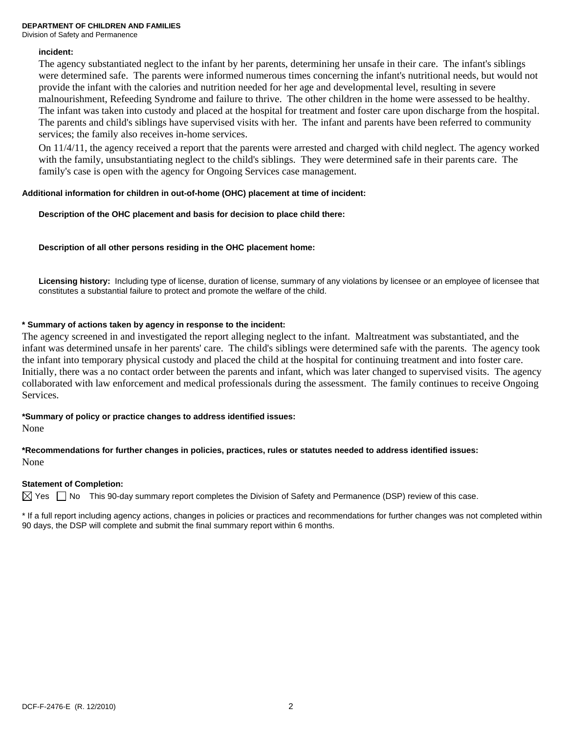**incident:**

The agency substantiated neglect to the infant by her parents, determining her unsafe in their care. The infant's siblings were determined safe. The parents were informed numerous times concerning the infant's nutritional needs, but would not provide the infant with the calories and nutrition needed for her age and developmental level, resulting in severe malnourishment, Refeeding Syndrome and failure to thrive. The other children in the home were assessed to be healthy. The infant was taken into custody and placed at the hospital for treatment and foster care upon discharge from the hospital. The parents and child's siblings have supervised visits with her. The infant and parents have been referred to community services; the family also receives in-home services.

On 11/4/11, the agency received a report that the parents were arrested and charged with child neglect. The agency worked with the family, unsubstantiating neglect to the child's siblings. They were determined safe in their parents care. The family's case is open with the agency for Ongoing Services case management.

**Additional information for children in out-of-home (OHC) placement at time of incident:**

**Description of the OHC placement and basis for decision to place child there:**

**Description of all other persons residing in the OHC placement home:**

**Licensing history:** Including type of license, duration of license, summary of any violations by licensee or an employee of licensee that constitutes a substantial failure to protect and promote the welfare of the child.

**\* Summary of actions taken by agency in response to the incident:**

The agency screened in and investigated the report alleging neglect to the infant. Maltreatment was substantiated, and the infant was determined unsafe in her parents' care. The child's siblings were determined safe with the parents. The agency took the infant into temporary physical custody and placed the child at the hospital for continuing treatment and into foster care. Initially, there was a no contact order between the parents and infant, which was later changed to supervised visits. The agency collaborated with law enforcement and medical professionals during the assessment. The family continues to receive Ongoing Services.

**\*Summary of policy or practice changes to address identified issues:**

None

**\*Recommendations for further changes in policies, practices, rules or statutes needed to address identified issues:**

None

**Statement of Completion:**

☒ Yes ☐ No This 90-day summary report completes the Division of Safety and Permanence (DSP) review of this case.

\* If a full report including agency actions, changes in policies or practices and recommendations for further changes was not completed within 90 days, the DSP will complete and submit the final summary report within 6 months.